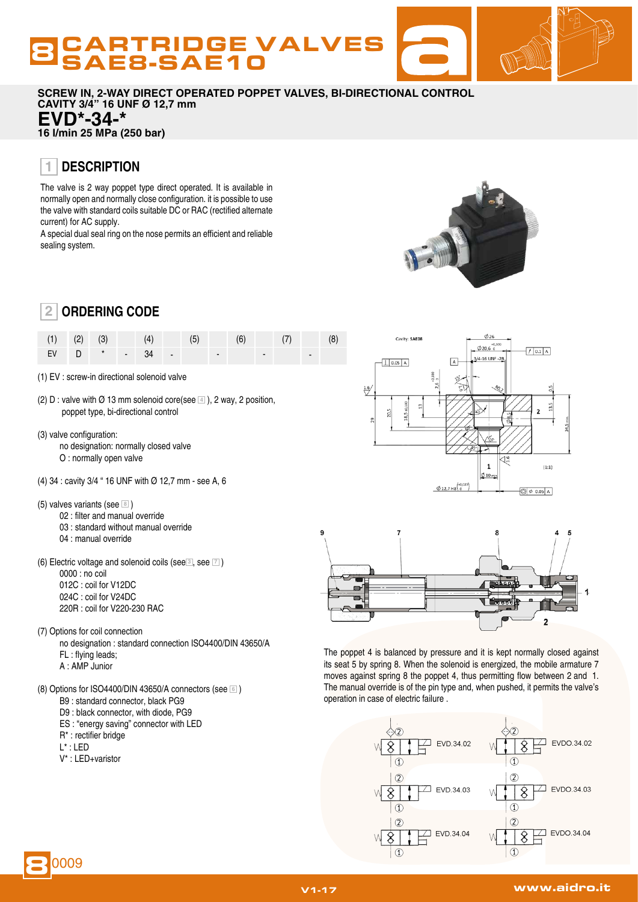# CARTRIDGE VALVES SAE8-SAE10

**SCREW IN, 2-WAY DIRECT OPERATED POPPET VALVES, BI-DIRECTIONAL CONTROL**
**CAVITY 3/4" 16 UNF Ø 12,7 mm**

# EVD*-34-*

**16 l/min 25 MPa (250 bar)**

## 1 DESCRIPTION

The valve is 2 way poppet type direct operated. It is available in normally open and normally close configuration. it is possible to use the valve with standard coils suitable DC or RAC (rectified alternate current) for AC supply.
A special dual seal ring on the nose permits an efficient and reliable sealing system.

## 2 ORDERING CODE

| (1) | (2) | (3) | | (4) | | (5) | | (6) | | (7) | | (8) |
|---|---|---|---|---|---|---|---|---|---|---|---|---|
| EV | D | * | - | 34 | - | | - | | - | | - | |

(1) EV : screw-in directional solenoid valve

(2) D : valve with Ø 13 mm solenoid core(see 4 ), 2 way, 2 position, poppet type, bi-directional control

(3) valve configuration:
- no designation: normally closed valve
- O : normally open valve

(4) 34 : cavity 3/4 " 16 UNF with Ø 12,7 mm - see A, 6

(5) valves variants (see 8 )
- 02 : filter and manual override
- 03 : standard without manual override
- 04 : manual override

(6) Electric voltage and solenoid coils (see 3, see 7 )
- 0000 : no coil
- 012C : coil for V12DC
- 024C : coil for V24DC
- 220R : coil for V220-230 RAC

(7) Options for coil connection
- no designation : standard connection ISO4400/DIN 43650/A
- FL : flying leads;
- A : AMP Junior

(8) Options for ISO4400/DIN 43650/A connectors (see 6 )
- B9 : standard connector, black PG9
- D9 : black connector, with diode, PG9
- ES : "energy saving" connector with LED
- R* : rectifier bridge
- L* : LED
- V* : LED+varistor

Cavity: SAE08

The poppet 4 is balanced by pressure and it is kept normally closed against its seat 5 by spring 8. When the solenoid is energized, the mobile armature 7 moves against spring 8 the poppet 4, thus permitting flow between 2 and 1. The manual override is of the pin type and, when pushed, it permits the valve's operation in case of electric failure .

EVD.34.02 | EVDO.34.02
EVD.34.03 | EVDO.34.03
EVD.34.04 | EVDO.34.04

8 0009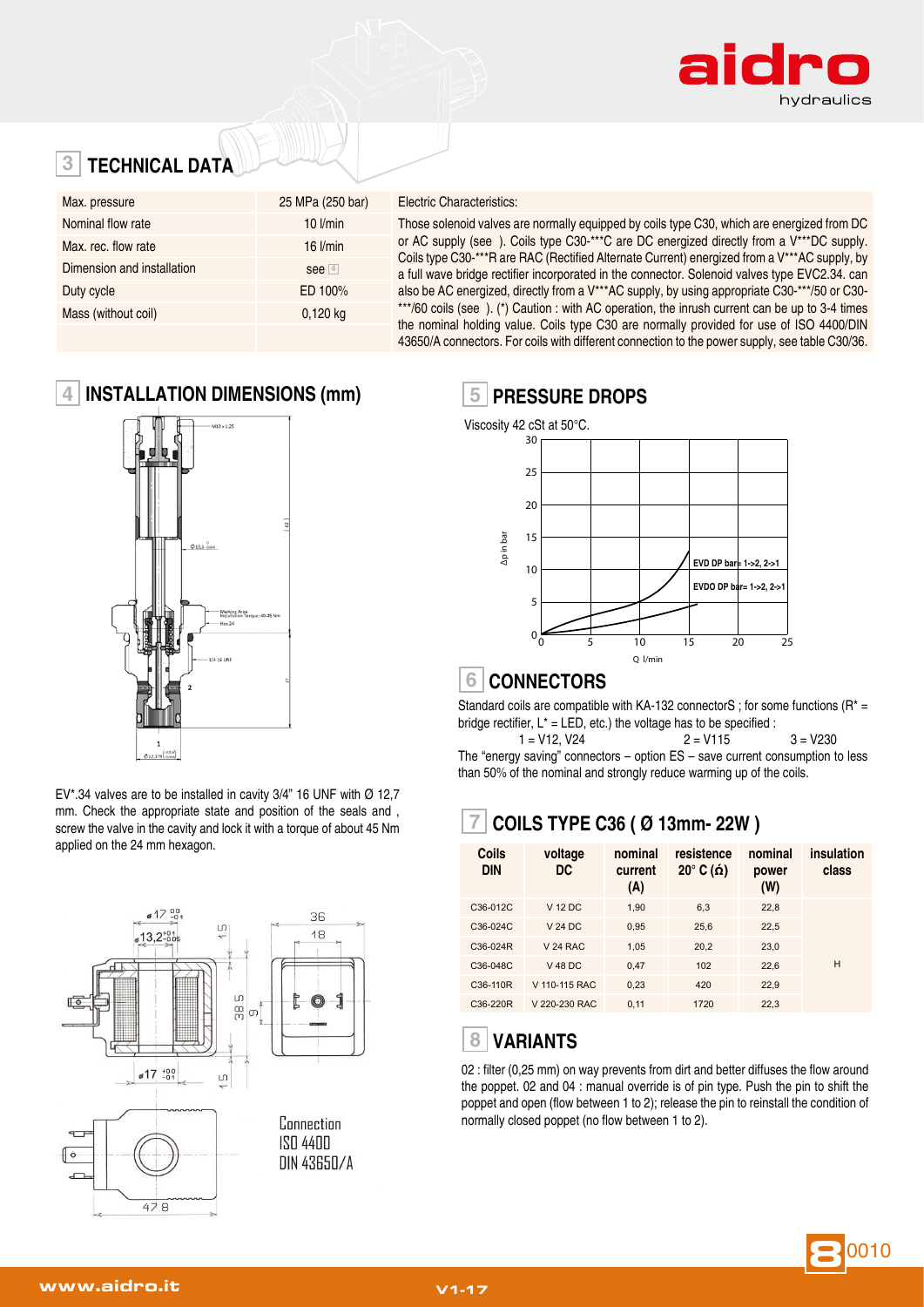## 3 TECHNICAL DATA

| | |
|---|---|
| Max. pressure | 25 MPa (250 bar) |
| Nominal flow rate | 10 l/min |
| Max. rec. flow rate | 16 l/min |
| Dimension and installation | see 4 |
| Duty cycle | ED 100% |
| Mass (without coil) | 0,120 kg |

Electric Characteristics:

Those solenoid valves are normally equipped by coils type C30, which are energized from DC or AC supply (see ). Coils type C30-***C are DC energized directly from a V***DC supply. Coils type C30-***R are RAC (Rectified Alternate Current) energized from a V***AC supply, by a full wave bridge rectifier incorporated in the connector. Solenoid valves type EVC2.34. can also be AC energized, directly from a V***AC supply, by using appropriate C30-***/50 or C30-***/60 coils (see ). (*) Caution : with AC operation, the inrush current can be up to 3-4 times the nominal holding value. Coils type C30 are normally provided for use of ISO 4400/DIN 43650/A connectors. For coils with different connection to the power supply, see table C30/36.

## 4 INSTALLATION DIMENSIONS (mm)

EV*.34 valves are to be installed in cavity 3/4" 16 UNF with Ø 12,7 mm. Check the appropriate state and position of the seals and , screw the valve in the cavity and lock it with a torque of about 45 Nm applied on the 24 mm hexagon.

Connection
ISO 4400
DIN 43650/A

## 5 PRESSURE DROPS

Viscosity 42 cSt at 50°C.

Δp in bar
Q l/min
EVD DP bar= 1->2, 2->1
EVDO DP bar= 1->2, 2->1

## 6 CONNECTORS

Standard coils are compatible with KA-132 connectorS ; for some functions (R* = bridge rectifier, L* = LED, etc.) the voltage has to be specified :

1 = V12, V24 2 = V115 3 = V230

The "energy saving" connectors – option ES – save current consumption to less than 50% of the nominal and strongly reduce warming up of the coils.

## 7 COILS TYPE C36 ( Ø 13mm- 22W )

| Coils DIN | voltage DC | nominal current (A) | resistence 20° C (Ω) | nominal power (W) | insulation class |
|---|---|---|---|---|---|
| C36-012C | V 12 DC | 1,90 | 6,3 | 22,8 | |
| C36-024C | V 24 DC | 0,95 | 25,6 | 22,5 | |
| C36-024R | V 24 RAC | 1,05 | 20,2 | 23,0 | |
| C36-048C | V 48 DC | 0,47 | 102 | 22,6 | H |
| C36-110R | V 110-115 RAC | 0,23 | 420 | 22,9 | |
| C36-220R | V 220-230 RAC | 0,11 | 1720 | 22,3 | |

## 8 VARIANTS

02 : filter (0,25 mm) on way prevents from dirt and better diffuses the flow around the poppet. 02 and 04 : manual override is of pin type. Push the pin to shift the poppet and open (flow between 1 to 2); release the pin to reinstall the condition of normally closed poppet (no flow between 1 to 2).